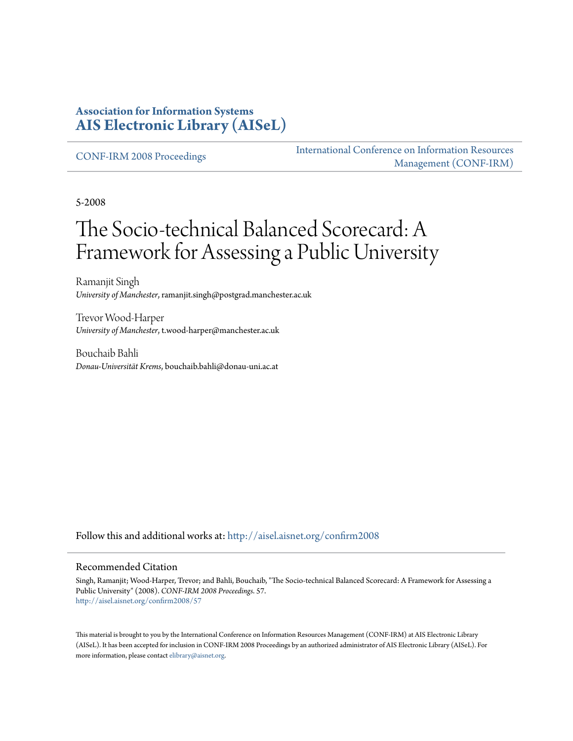**Association for Information Systems**
**AIS Electronic Library (AISeL)**

CONF-IRM 2008 Proceedings

International Conference on Information Resources Management (CONF-IRM)

5-2008

# The Socio-technical Balanced Scorecard: A Framework for Assessing a Public University

Ramanjit Singh
*University of Manchester*, ramanjit.singh@postgrad.manchester.ac.uk

Trevor Wood-Harper
*University of Manchester*, t.wood-harper@manchester.ac.uk

Bouchaib Bahli
*Donau-Universität Krems*, bouchaib.bahli@donau-uni.ac.at

Follow this and additional works at: http://aisel.aisnet.org/confirm2008

## Recommended Citation

Singh, Ramanjit; Wood-Harper, Trevor; and Bahli, Bouchaib, "The Socio-technical Balanced Scorecard: A Framework for Assessing a Public University" (2008). *CONF-IRM 2008 Proceedings*. 57.
http://aisel.aisnet.org/confirm2008/57

This material is brought to you by the International Conference on Information Resources Management (CONF-IRM) at AIS Electronic Library (AISeL). It has been accepted for inclusion in CONF-IRM 2008 Proceedings by an authorized administrator of AIS Electronic Library (AISeL). For more information, please contact elibrary@aisnet.org.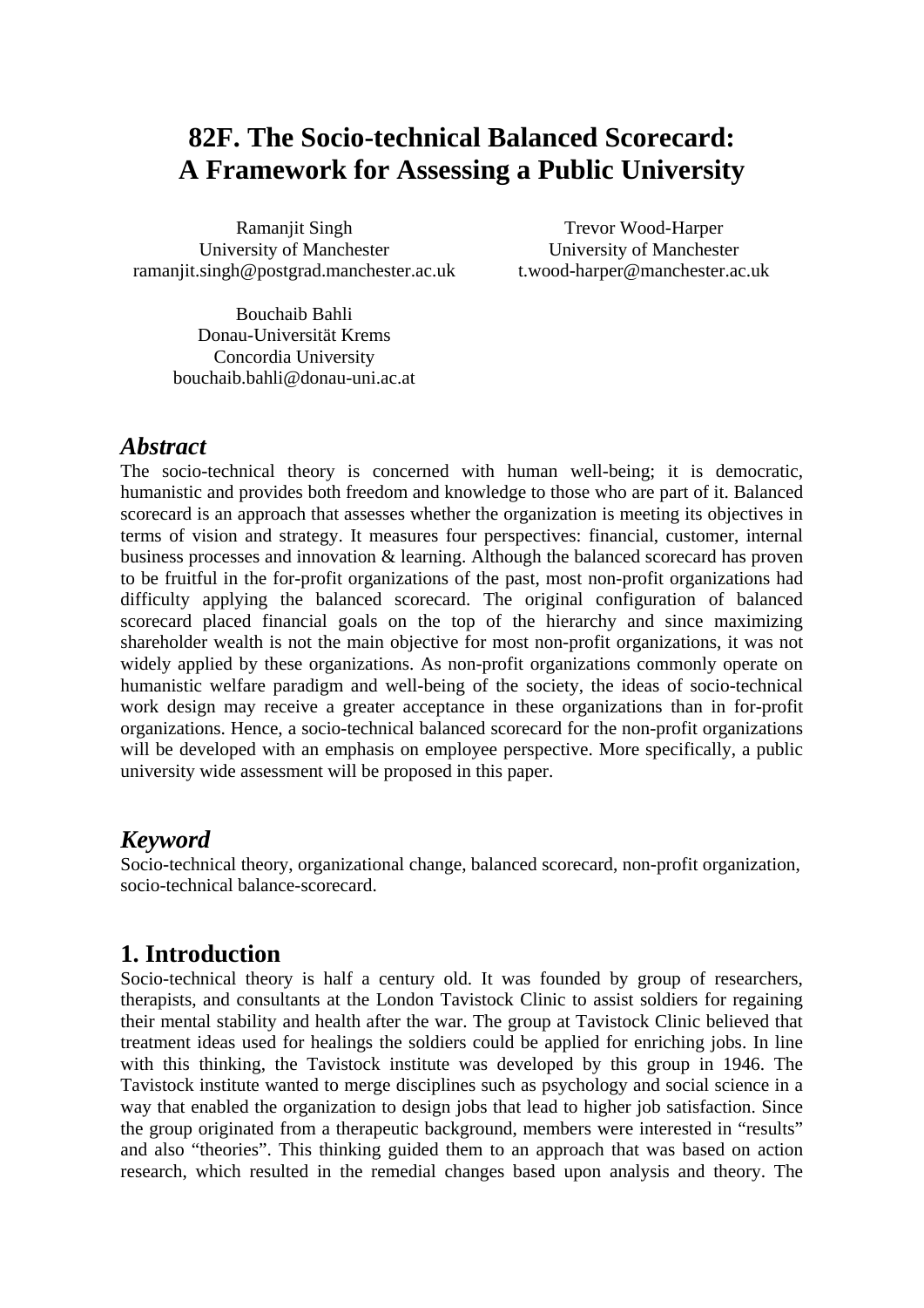# 82F. The Socio-technical Balanced Scorecard: A Framework for Assessing a Public University

Ramanjit Singh
University of Manchester
ramanjit.singh@postgrad.manchester.ac.uk

Trevor Wood-Harper
University of Manchester
t.wood-harper@manchester.ac.uk

Bouchaib Bahli
Donau-Universität Krems
Concordia University
bouchaib.bahli@donau-uni.ac.at

## *Abstract*

The socio-technical theory is concerned with human well-being; it is democratic, humanistic and provides both freedom and knowledge to those who are part of it. Balanced scorecard is an approach that assesses whether the organization is meeting its objectives in terms of vision and strategy. It measures four perspectives: financial, customer, internal business processes and innovation & learning. Although the balanced scorecard has proven to be fruitful in the for-profit organizations of the past, most non-profit organizations had difficulty applying the balanced scorecard. The original configuration of balanced scorecard placed financial goals on the top of the hierarchy and since maximizing shareholder wealth is not the main objective for most non-profit organizations, it was not widely applied by these organizations. As non-profit organizations commonly operate on humanistic welfare paradigm and well-being of the society, the ideas of socio-technical work design may receive a greater acceptance in these organizations than in for-profit organizations. Hence, a socio-technical balanced scorecard for the non-profit organizations will be developed with an emphasis on employee perspective. More specifically, a public university wide assessment will be proposed in this paper.

## *Keyword*

Socio-technical theory, organizational change, balanced scorecard, non-profit organization, socio-technical balance-scorecard.

## 1. Introduction

Socio-technical theory is half a century old. It was founded by group of researchers, therapists, and consultants at the London Tavistock Clinic to assist soldiers for regaining their mental stability and health after the war. The group at Tavistock Clinic believed that treatment ideas used for healings the soldiers could be applied for enriching jobs. In line with this thinking, the Tavistock institute was developed by this group in 1946. The Tavistock institute wanted to merge disciplines such as psychology and social science in a way that enabled the organization to design jobs that lead to higher job satisfaction. Since the group originated from a therapeutic background, members were interested in "results" and also "theories". This thinking guided them to an approach that was based on action research, which resulted in the remedial changes based upon analysis and theory. The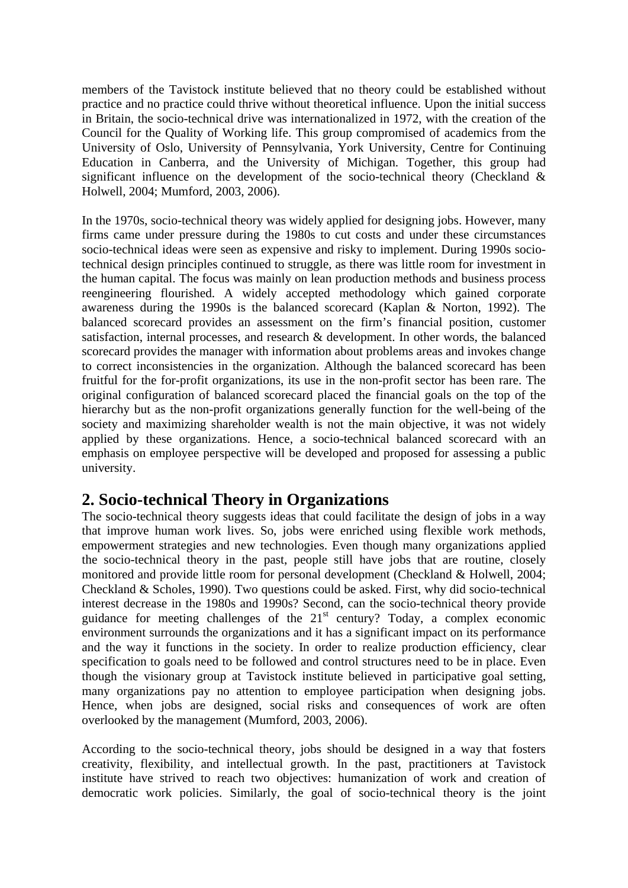members of the Tavistock institute believed that no theory could be established without practice and no practice could thrive without theoretical influence. Upon the initial success in Britain, the socio-technical drive was internationalized in 1972, with the creation of the Council for the Quality of Working life. This group compromised of academics from the University of Oslo, University of Pennsylvania, York University, Centre for Continuing Education in Canberra, and the University of Michigan. Together, this group had significant influence on the development of the socio-technical theory (Checkland & Holwell, 2004; Mumford, 2003, 2006).

In the 1970s, socio-technical theory was widely applied for designing jobs. However, many firms came under pressure during the 1980s to cut costs and under these circumstances socio-technical ideas were seen as expensive and risky to implement. During 1990s socio-technical design principles continued to struggle, as there was little room for investment in the human capital. The focus was mainly on lean production methods and business process reengineering flourished. A widely accepted methodology which gained corporate awareness during the 1990s is the balanced scorecard (Kaplan & Norton, 1992). The balanced scorecard provides an assessment on the firm's financial position, customer satisfaction, internal processes, and research & development. In other words, the balanced scorecard provides the manager with information about problems areas and invokes change to correct inconsistencies in the organization. Although the balanced scorecard has been fruitful for the for-profit organizations, its use in the non-profit sector has been rare. The original configuration of balanced scorecard placed the financial goals on the top of the hierarchy but as the non-profit organizations generally function for the well-being of the society and maximizing shareholder wealth is not the main objective, it was not widely applied by these organizations. Hence, a socio-technical balanced scorecard with an emphasis on employee perspective will be developed and proposed for assessing a public university.

## 2. Socio-technical Theory in Organizations

The socio-technical theory suggests ideas that could facilitate the design of jobs in a way that improve human work lives. So, jobs were enriched using flexible work methods, empowerment strategies and new technologies. Even though many organizations applied the socio-technical theory in the past, people still have jobs that are routine, closely monitored and provide little room for personal development (Checkland & Holwell, 2004; Checkland & Scholes, 1990). Two questions could be asked. First, why did socio-technical interest decrease in the 1980s and 1990s? Second, can the socio-technical theory provide guidance for meeting challenges of the 21st century? Today, a complex economic environment surrounds the organizations and it has a significant impact on its performance and the way it functions in the society. In order to realize production efficiency, clear specification to goals need to be followed and control structures need to be in place. Even though the visionary group at Tavistock institute believed in participative goal setting, many organizations pay no attention to employee participation when designing jobs. Hence, when jobs are designed, social risks and consequences of work are often overlooked by the management (Mumford, 2003, 2006).

According to the socio-technical theory, jobs should be designed in a way that fosters creativity, flexibility, and intellectual growth. In the past, practitioners at Tavistock institute have strived to reach two objectives: humanization of work and creation of democratic work policies. Similarly, the goal of socio-technical theory is the joint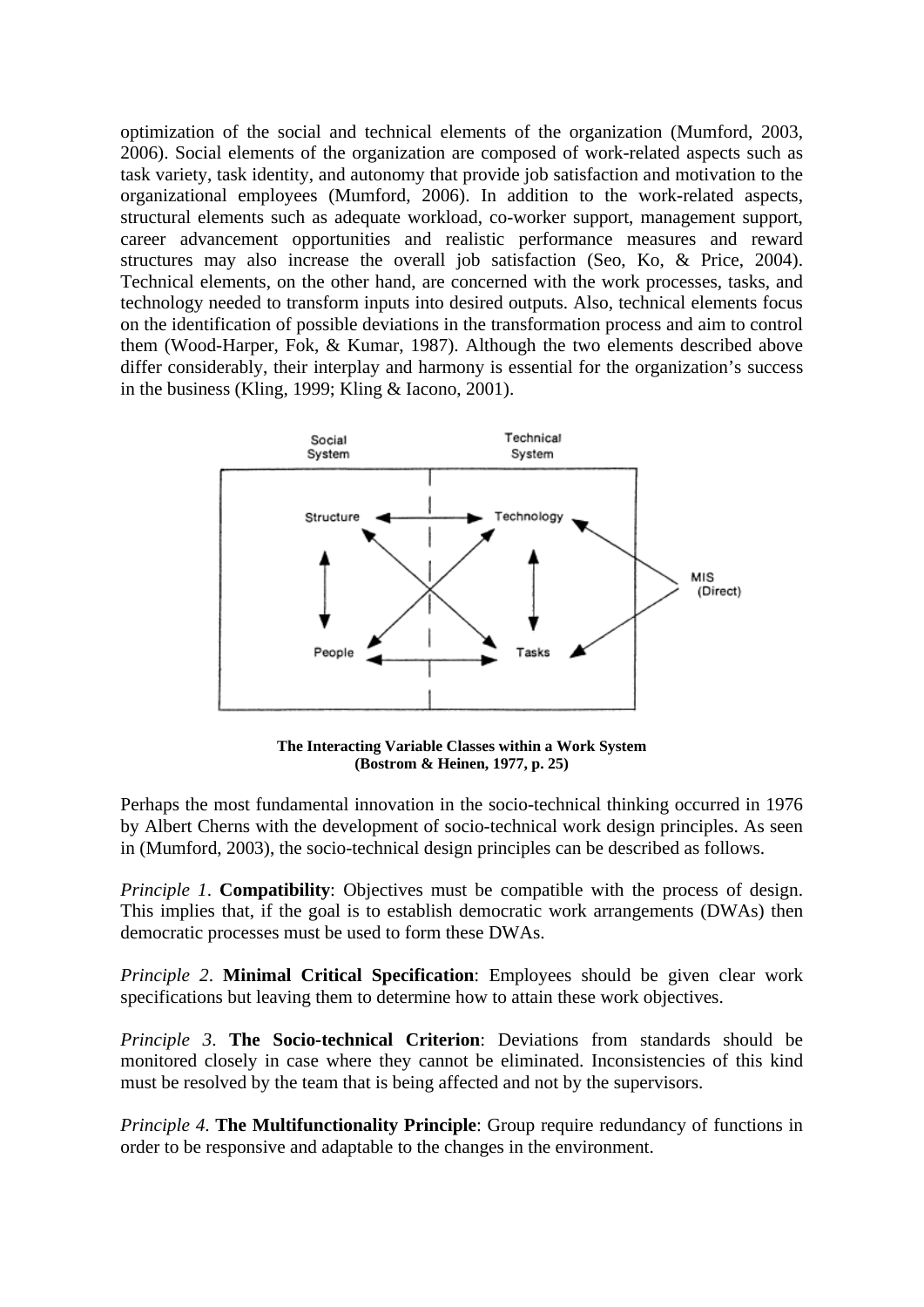optimization of the social and technical elements of the organization (Mumford, 2003, 2006). Social elements of the organization are composed of work-related aspects such as task variety, task identity, and autonomy that provide job satisfaction and motivation to the organizational employees (Mumford, 2006). In addition to the work-related aspects, structural elements such as adequate workload, co-worker support, management support, career advancement opportunities and realistic performance measures and reward structures may also increase the overall job satisfaction (Seo, Ko, & Price, 2004). Technical elements, on the other hand, are concerned with the work processes, tasks, and technology needed to transform inputs into desired outputs. Also, technical elements focus on the identification of possible deviations in the transformation process and aim to control them (Wood-Harper, Fok, & Kumar, 1987). Although the two elements described above differ considerably, their interplay and harmony is essential for the organization's success in the business (Kling, 1999; Kling & Iacono, 2001).

**The Interacting Variable Classes within a Work System**
**(Bostrom & Heinen, 1977, p. 25)**

Perhaps the most fundamental innovation in the socio-technical thinking occurred in 1976 by Albert Cherns with the development of socio-technical work design principles. As seen in (Mumford, 2003), the socio-technical design principles can be described as follows.

*Principle 1*. **Compatibility**: Objectives must be compatible with the process of design. This implies that, if the goal is to establish democratic work arrangements (DWAs) then democratic processes must be used to form these DWAs.

*Principle 2*. **Minimal Critical Specification**: Employees should be given clear work specifications but leaving them to determine how to attain these work objectives.

*Principle 3*. **The Socio-technical Criterion**: Deviations from standards should be monitored closely in case where they cannot be eliminated. Inconsistencies of this kind must be resolved by the team that is being affected and not by the supervisors.

*Principle 4*. **The Multifunctionality Principle**: Group require redundancy of functions in order to be responsive and adaptable to the changes in the environment.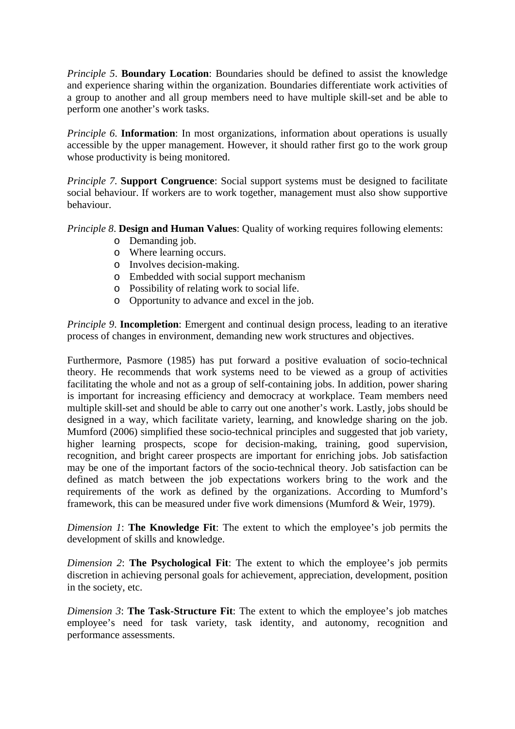*Principle 5*. **Boundary Location**: Boundaries should be defined to assist the knowledge and experience sharing within the organization. Boundaries differentiate work activities of a group to another and all group members need to have multiple skill-set and be able to perform one another's work tasks.

*Principle 6*. **Information**: In most organizations, information about operations is usually accessible by the upper management. However, it should rather first go to the work group whose productivity is being monitored.

*Principle 7*. **Support Congruence**: Social support systems must be designed to facilitate social behaviour. If workers are to work together, management must also show supportive behaviour.

*Principle 8*. **Design and Human Values**: Quality of working requires following elements:

- Demanding job.
- Where learning occurs.
- Involves decision-making.
- Embedded with social support mechanism
- Possibility of relating work to social life.
- Opportunity to advance and excel in the job.

*Principle 9*. **Incompletion**: Emergent and continual design process, leading to an iterative process of changes in environment, demanding new work structures and objectives.

Furthermore, Pasmore (1985) has put forward a positive evaluation of socio-technical theory. He recommends that work systems need to be viewed as a group of activities facilitating the whole and not as a group of self-containing jobs. In addition, power sharing is important for increasing efficiency and democracy at workplace. Team members need multiple skill-set and should be able to carry out one another's work. Lastly, jobs should be designed in a way, which facilitate variety, learning, and knowledge sharing on the job. Mumford (2006) simplified these socio-technical principles and suggested that job variety, higher learning prospects, scope for decision-making, training, good supervision, recognition, and bright career prospects are important for enriching jobs. Job satisfaction may be one of the important factors of the socio-technical theory. Job satisfaction can be defined as match between the job expectations workers bring to the work and the requirements of the work as defined by the organizations. According to Mumford's framework, this can be measured under five work dimensions (Mumford & Weir, 1979).

*Dimension 1*: **The Knowledge Fit**: The extent to which the employee's job permits the development of skills and knowledge.

*Dimension 2*: **The Psychological Fit**: The extent to which the employee's job permits discretion in achieving personal goals for achievement, appreciation, development, position in the society, etc.

*Dimension 3*: **The Task-Structure Fit**: The extent to which the employee's job matches employee's need for task variety, task identity, and autonomy, recognition and performance assessments.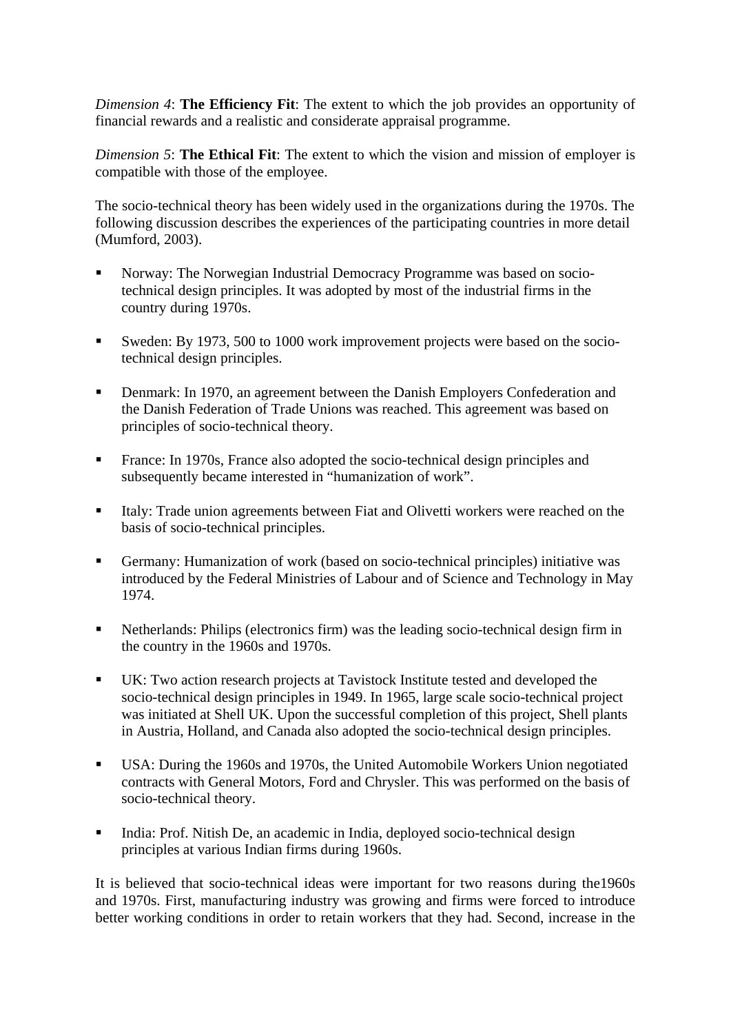*Dimension 4*: **The Efficiency Fit**: The extent to which the job provides an opportunity of financial rewards and a realistic and considerate appraisal programme.

*Dimension 5*: **The Ethical Fit**: The extent to which the vision and mission of employer is compatible with those of the employee.

The socio-technical theory has been widely used in the organizations during the 1970s. The following discussion describes the experiences of the participating countries in more detail (Mumford, 2003).

- Norway: The Norwegian Industrial Democracy Programme was based on socio-technical design principles. It was adopted by most of the industrial firms in the country during 1970s.
- Sweden: By 1973, 500 to 1000 work improvement projects were based on the socio-technical design principles.
- Denmark: In 1970, an agreement between the Danish Employers Confederation and the Danish Federation of Trade Unions was reached. This agreement was based on principles of socio-technical theory.
- France: In 1970s, France also adopted the socio-technical design principles and subsequently became interested in "humanization of work".
- Italy: Trade union agreements between Fiat and Olivetti workers were reached on the basis of socio-technical principles.
- Germany: Humanization of work (based on socio-technical principles) initiative was introduced by the Federal Ministries of Labour and of Science and Technology in May 1974.
- Netherlands: Philips (electronics firm) was the leading socio-technical design firm in the country in the 1960s and 1970s.
- UK: Two action research projects at Tavistock Institute tested and developed the socio-technical design principles in 1949. In 1965, large scale socio-technical project was initiated at Shell UK. Upon the successful completion of this project, Shell plants in Austria, Holland, and Canada also adopted the socio-technical design principles.
- USA: During the 1960s and 1970s, the United Automobile Workers Union negotiated contracts with General Motors, Ford and Chrysler. This was performed on the basis of socio-technical theory.
- India: Prof. Nitish De, an academic in India, deployed socio-technical design principles at various Indian firms during 1960s.

It is believed that socio-technical ideas were important for two reasons during the1960s and 1970s. First, manufacturing industry was growing and firms were forced to introduce better working conditions in order to retain workers that they had. Second, increase in the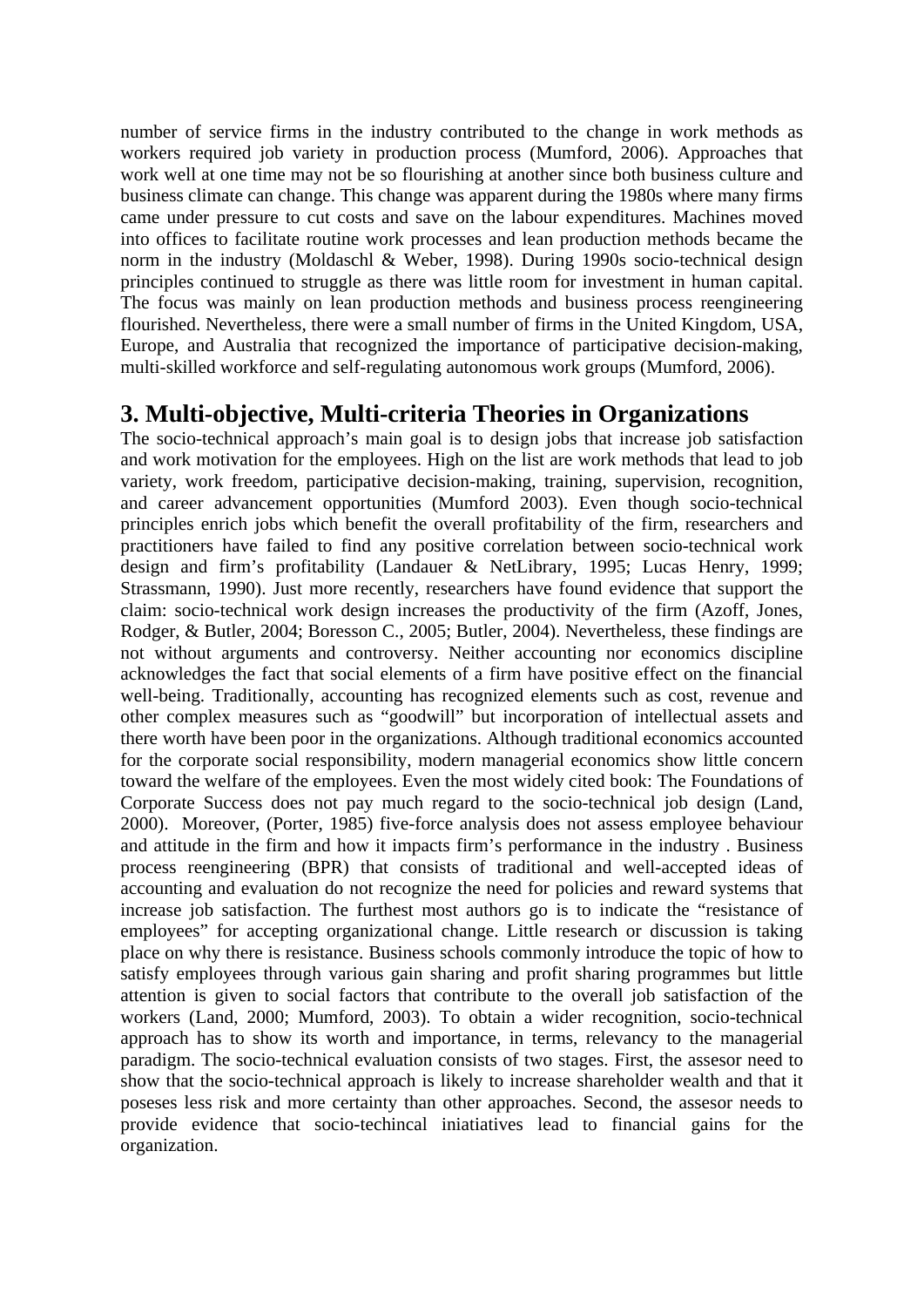number of service firms in the industry contributed to the change in work methods as workers required job variety in production process (Mumford, 2006). Approaches that work well at one time may not be so flourishing at another since both business culture and business climate can change. This change was apparent during the 1980s where many firms came under pressure to cut costs and save on the labour expenditures. Machines moved into offices to facilitate routine work processes and lean production methods became the norm in the industry (Moldaschl & Weber, 1998). During 1990s socio-technical design principles continued to struggle as there was little room for investment in human capital. The focus was mainly on lean production methods and business process reengineering flourished. Nevertheless, there were a small number of firms in the United Kingdom, USA, Europe, and Australia that recognized the importance of participative decision-making, multi-skilled workforce and self-regulating autonomous work groups (Mumford, 2006).

## 3. Multi-objective, Multi-criteria Theories in Organizations

The socio-technical approach's main goal is to design jobs that increase job satisfaction and work motivation for the employees. High on the list are work methods that lead to job variety, work freedom, participative decision-making, training, supervision, recognition, and career advancement opportunities (Mumford 2003). Even though socio-technical principles enrich jobs which benefit the overall profitability of the firm, researchers and practitioners have failed to find any positive correlation between socio-technical work design and firm's profitability (Landauer & NetLibrary, 1995; Lucas Henry, 1999; Strassmann, 1990). Just more recently, researchers have found evidence that support the claim: socio-technical work design increases the productivity of the firm (Azoff, Jones, Rodger, & Butler, 2004; Boresson C., 2005; Butler, 2004). Nevertheless, these findings are not without arguments and controversy. Neither accounting nor economics discipline acknowledges the fact that social elements of a firm have positive effect on the financial well-being. Traditionally, accounting has recognized elements such as cost, revenue and other complex measures such as "goodwill" but incorporation of intellectual assets and there worth have been poor in the organizations. Although traditional economics accounted for the corporate social responsibility, modern managerial economics show little concern toward the welfare of the employees. Even the most widely cited book: The Foundations of Corporate Success does not pay much regard to the socio-technical job design (Land, 2000). Moreover, (Porter, 1985) five-force analysis does not assess employee behaviour and attitude in the firm and how it impacts firm's performance in the industry . Business process reengineering (BPR) that consists of traditional and well-accepted ideas of accounting and evaluation do not recognize the need for policies and reward systems that increase job satisfaction. The furthest most authors go is to indicate the "resistance of employees" for accepting organizational change. Little research or discussion is taking place on why there is resistance. Business schools commonly introduce the topic of how to satisfy employees through various gain sharing and profit sharing programmes but little attention is given to social factors that contribute to the overall job satisfaction of the workers (Land, 2000; Mumford, 2003). To obtain a wider recognition, socio-technical approach has to show its worth and importance, in terms, relevancy to the managerial paradigm. The socio-technical evaluation consists of two stages. First, the assesor need to show that the socio-technical approach is likely to increase shareholder wealth and that it poseses less risk and more certainty than other approaches. Second, the assesor needs to provide evidence that socio-techincal iniatiatives lead to financial gains for the organization.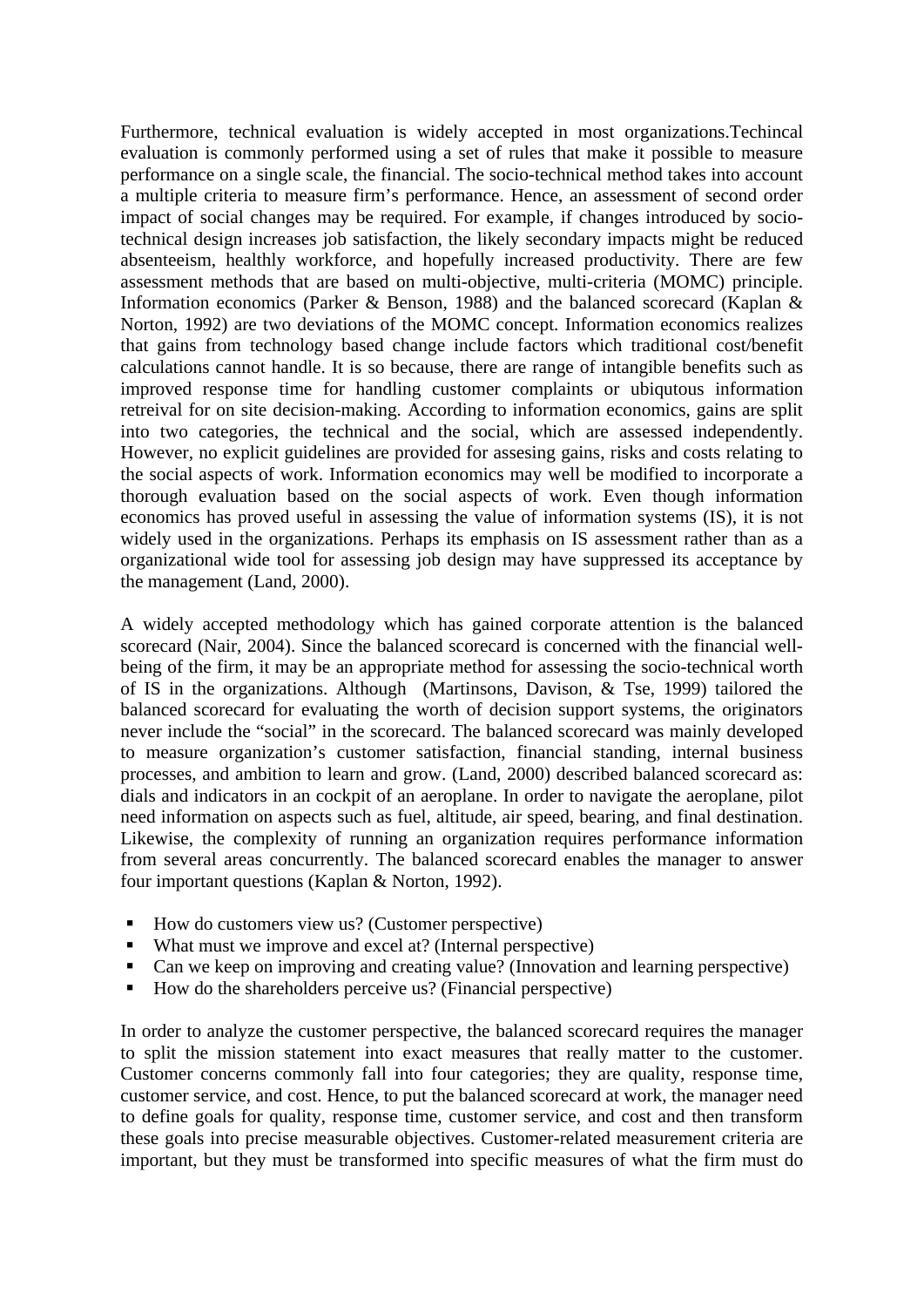Furthermore, technical evaluation is widely accepted in most organizations.Techincal evaluation is commonly performed using a set of rules that make it possible to measure performance on a single scale, the financial. The socio-technical method takes into account a multiple criteria to measure firm's performance. Hence, an assessment of second order impact of social changes may be required. For example, if changes introduced by socio-technical design increases job satisfaction, the likely secondary impacts might be reduced absenteeism, healthly workforce, and hopefully increased productivity. There are few assessment methods that are based on multi-objective, multi-criteria (MOMC) principle. Information economics (Parker & Benson, 1988) and the balanced scorecard (Kaplan & Norton, 1992) are two deviations of the MOMC concept. Information economics realizes that gains from technology based change include factors which traditional cost/benefit calculations cannot handle. It is so because, there are range of intangible benefits such as improved response time for handling customer complaints or ubiqutous information retreival for on site decision-making. According to information economics, gains are split into two categories, the technical and the social, which are assessed independently. However, no explicit guidelines are provided for assesing gains, risks and costs relating to the social aspects of work. Information economics may well be modified to incorporate a thorough evaluation based on the social aspects of work. Even though information economics has proved useful in assessing the value of information systems (IS), it is not widely used in the organizations. Perhaps its emphasis on IS assessment rather than as a organizational wide tool for assessing job design may have suppressed its acceptance by the management (Land, 2000).

A widely accepted methodology which has gained corporate attention is the balanced scorecard (Nair, 2004). Since the balanced scorecard is concerned with the financial well-being of the firm, it may be an appropriate method for assessing the socio-technical worth of IS in the organizations. Although (Martinsons, Davison, & Tse, 1999) tailored the balanced scorecard for evaluating the worth of decision support systems, the originators never include the "social" in the scorecard. The balanced scorecard was mainly developed to measure organization's customer satisfaction, financial standing, internal business processes, and ambition to learn and grow. (Land, 2000) described balanced scorecard as: dials and indicators in an cockpit of an aeroplane. In order to navigate the aeroplane, pilot need information on aspects such as fuel, altitude, air speed, bearing, and final destination. Likewise, the complexity of running an organization requires performance information from several areas concurrently. The balanced scorecard enables the manager to answer four important questions (Kaplan & Norton, 1992).

- How do customers view us? (Customer perspective)
- What must we improve and excel at? (Internal perspective)
- Can we keep on improving and creating value? (Innovation and learning perspective)
- How do the shareholders perceive us? (Financial perspective)

In order to analyze the customer perspective, the balanced scorecard requires the manager to split the mission statement into exact measures that really matter to the customer. Customer concerns commonly fall into four categories; they are quality, response time, customer service, and cost. Hence, to put the balanced scorecard at work, the manager need to define goals for quality, response time, customer service, and cost and then transform these goals into precise measurable objectives. Customer-related measurement criteria are important, but they must be transformed into specific measures of what the firm must do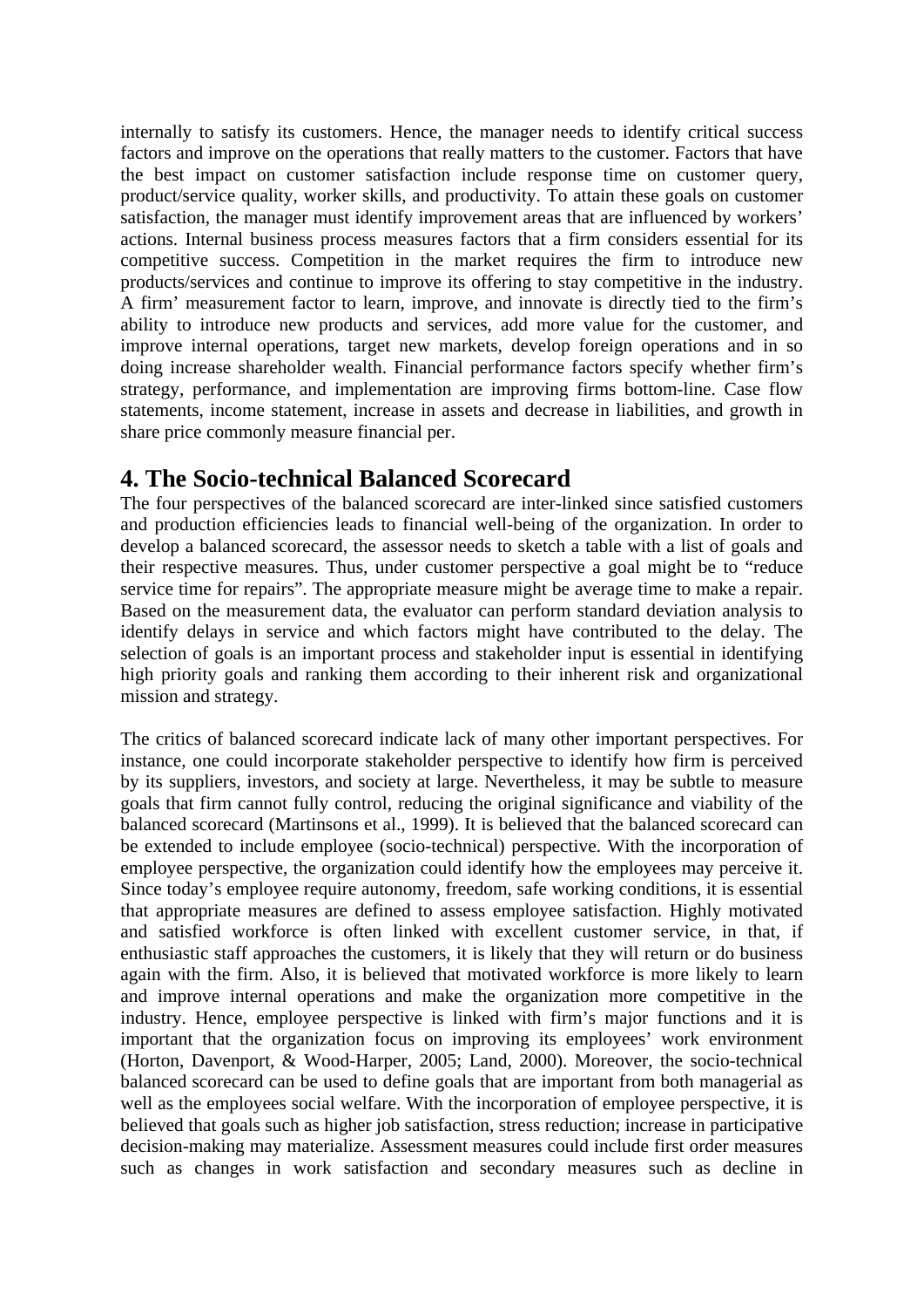internally to satisfy its customers. Hence, the manager needs to identify critical success factors and improve on the operations that really matters to the customer. Factors that have the best impact on customer satisfaction include response time on customer query, product/service quality, worker skills, and productivity. To attain these goals on customer satisfaction, the manager must identify improvement areas that are influenced by workers' actions. Internal business process measures factors that a firm considers essential for its competitive success. Competition in the market requires the firm to introduce new products/services and continue to improve its offering to stay competitive in the industry. A firm' measurement factor to learn, improve, and innovate is directly tied to the firm's ability to introduce new products and services, add more value for the customer, and improve internal operations, target new markets, develop foreign operations and in so doing increase shareholder wealth. Financial performance factors specify whether firm's strategy, performance, and implementation are improving firms bottom-line. Case flow statements, income statement, increase in assets and decrease in liabilities, and growth in share price commonly measure financial per.

## 4. The Socio-technical Balanced Scorecard

The four perspectives of the balanced scorecard are inter-linked since satisfied customers and production efficiencies leads to financial well-being of the organization. In order to develop a balanced scorecard, the assessor needs to sketch a table with a list of goals and their respective measures. Thus, under customer perspective a goal might be to "reduce service time for repairs". The appropriate measure might be average time to make a repair. Based on the measurement data, the evaluator can perform standard deviation analysis to identify delays in service and which factors might have contributed to the delay. The selection of goals is an important process and stakeholder input is essential in identifying high priority goals and ranking them according to their inherent risk and organizational mission and strategy.

The critics of balanced scorecard indicate lack of many other important perspectives. For instance, one could incorporate stakeholder perspective to identify how firm is perceived by its suppliers, investors, and society at large. Nevertheless, it may be subtle to measure goals that firm cannot fully control, reducing the original significance and viability of the balanced scorecard (Martinsons et al., 1999). It is believed that the balanced scorecard can be extended to include employee (socio-technical) perspective. With the incorporation of employee perspective, the organization could identify how the employees may perceive it. Since today's employee require autonomy, freedom, safe working conditions, it is essential that appropriate measures are defined to assess employee satisfaction. Highly motivated and satisfied workforce is often linked with excellent customer service, in that, if enthusiastic staff approaches the customers, it is likely that they will return or do business again with the firm. Also, it is believed that motivated workforce is more likely to learn and improve internal operations and make the organization more competitive in the industry. Hence, employee perspective is linked with firm's major functions and it is important that the organization focus on improving its employees' work environment (Horton, Davenport, & Wood-Harper, 2005; Land, 2000). Moreover, the socio-technical balanced scorecard can be used to define goals that are important from both managerial as well as the employees social welfare. With the incorporation of employee perspective, it is believed that goals such as higher job satisfaction, stress reduction; increase in participative decision-making may materialize. Assessment measures could include first order measures such as changes in work satisfaction and secondary measures such as decline in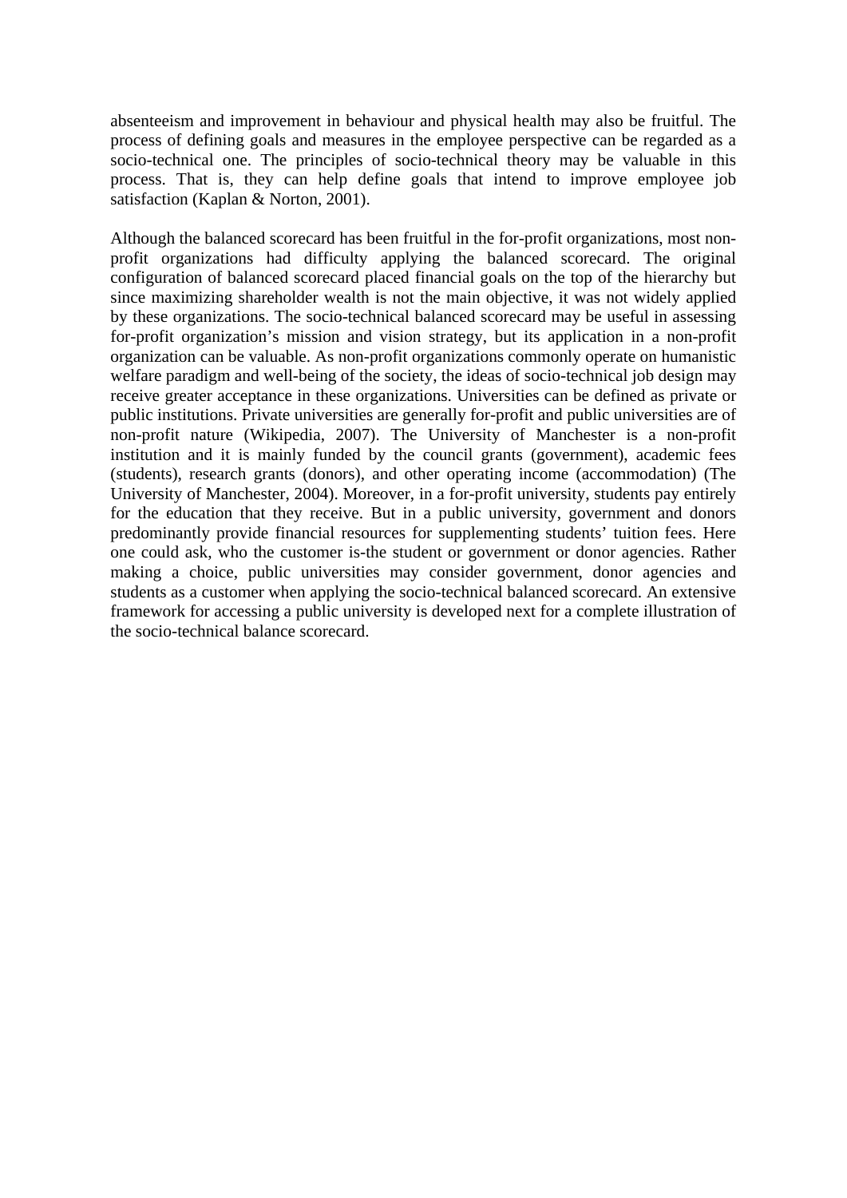absenteeism and improvement in behaviour and physical health may also be fruitful. The process of defining goals and measures in the employee perspective can be regarded as a socio-technical one. The principles of socio-technical theory may be valuable in this process. That is, they can help define goals that intend to improve employee job satisfaction (Kaplan & Norton, 2001).

Although the balanced scorecard has been fruitful in the for-profit organizations, most non-profit organizations had difficulty applying the balanced scorecard. The original configuration of balanced scorecard placed financial goals on the top of the hierarchy but since maximizing shareholder wealth is not the main objective, it was not widely applied by these organizations. The socio-technical balanced scorecard may be useful in assessing for-profit organization's mission and vision strategy, but its application in a non-profit organization can be valuable. As non-profit organizations commonly operate on humanistic welfare paradigm and well-being of the society, the ideas of socio-technical job design may receive greater acceptance in these organizations. Universities can be defined as private or public institutions. Private universities are generally for-profit and public universities are of non-profit nature (Wikipedia, 2007). The University of Manchester is a non-profit institution and it is mainly funded by the council grants (government), academic fees (students), research grants (donors), and other operating income (accommodation) (The University of Manchester, 2004). Moreover, in a for-profit university, students pay entirely for the education that they receive. But in a public university, government and donors predominantly provide financial resources for supplementing students' tuition fees. Here one could ask, who the customer is-the student or government or donor agencies. Rather making a choice, public universities may consider government, donor agencies and students as a customer when applying the socio-technical balanced scorecard. An extensive framework for accessing a public university is developed next for a complete illustration of the socio-technical balance scorecard.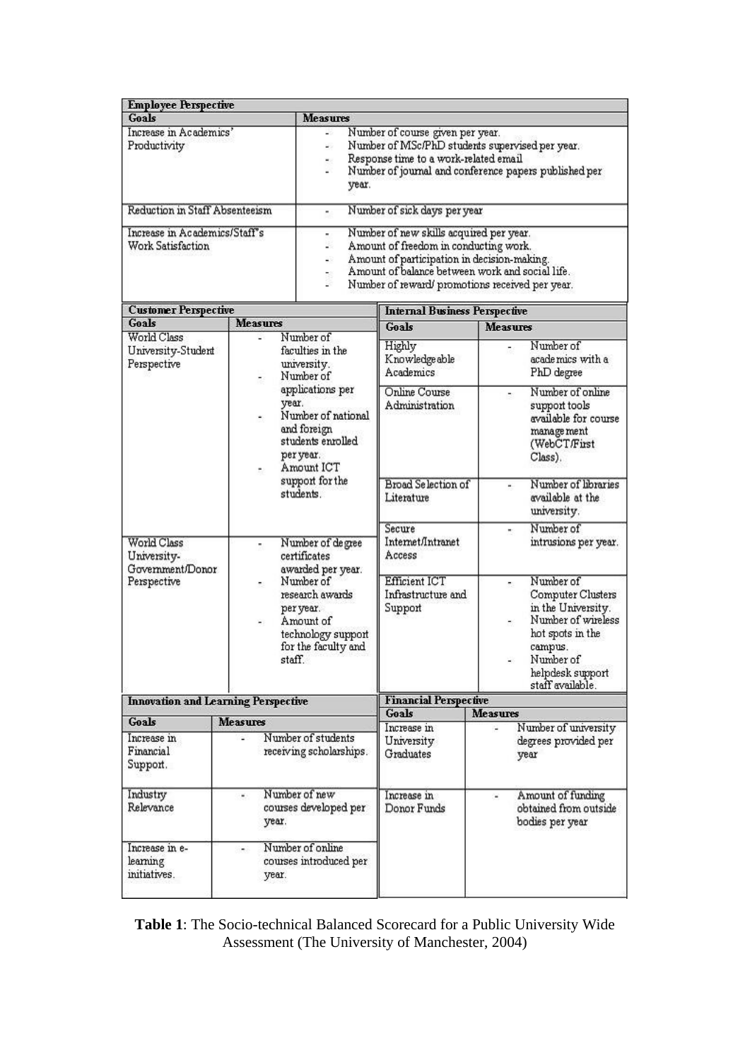**Employee Perspective**

| Goals | Measures |
|---|---|
| Increase in Academics' Productivity | - Number of course given per year.<br>- Number of MSc/PhD students supervised per year.<br>- Response time to a work-related email<br>- Number of journal and conference papers published per year. |
| Reduction in Staff Absenteeism | - Number of sick days per year |
| Increase in Academics/Staff's Work Satisfaction | - Number of new skills acquired per year.<br>- Amount of freedom in conducting work.<br>- Amount of participation in decision-making.<br>- Amount of balance between work and social life.<br>- Number of reward/ promotions received per year. |

**Customer Perspective**

| Goals | Measures |
|---|---|
| World Class University-Student Perspective | - Number of faculties in the university.<br>- Number of applications per year.<br>- Number of national and foreign students enrolled per year.<br>- Amount ICT support for the students. |
| World Class University-Government/Donor Perspective | - Number of degree certificates awarded per year.<br>- Number of research awards per year.<br>- Amount of technology support for the faculty and staff. |

**Internal Business Perspective**

| Goals | Measures |
|---|---|
| Highly Knowledgeable Academics | - Number of academics with a PhD degree |
| Online Course Administration | - Number of online support tools available for course management (WebCT/First Class). |
| Broad Selection of Literature | - Number of libraries available at the university. |
| Secure Internet/Intranet Access | - Number of intrusions per year. |
| Efficient ICT Infrastructure and Support | - Number of Computer Clusters in the University.<br>- Number of wireless hot spots in the campus.<br>- Number of helpdesk support staff available. |

**Innovation and Learning Perspective**

| Goals | Measures |
|---|---|
| Increase in Financial Support. | - Number of students receiving scholarships. |
| Industry Relevance | - Number of new courses developed per year. |
| Increase in e-learning initiatives. | - Number of online courses introduced per year. |

**Financial Perspective**

| Goals | Measures |
|---|---|
| Increase in University Graduates | - Number of university degrees provided per year |
| Increase in Donor Funds | - Amount of funding obtained from outside bodies per year |

**Table 1**: The Socio-technical Balanced Scorecard for a Public University Wide Assessment (The University of Manchester, 2004)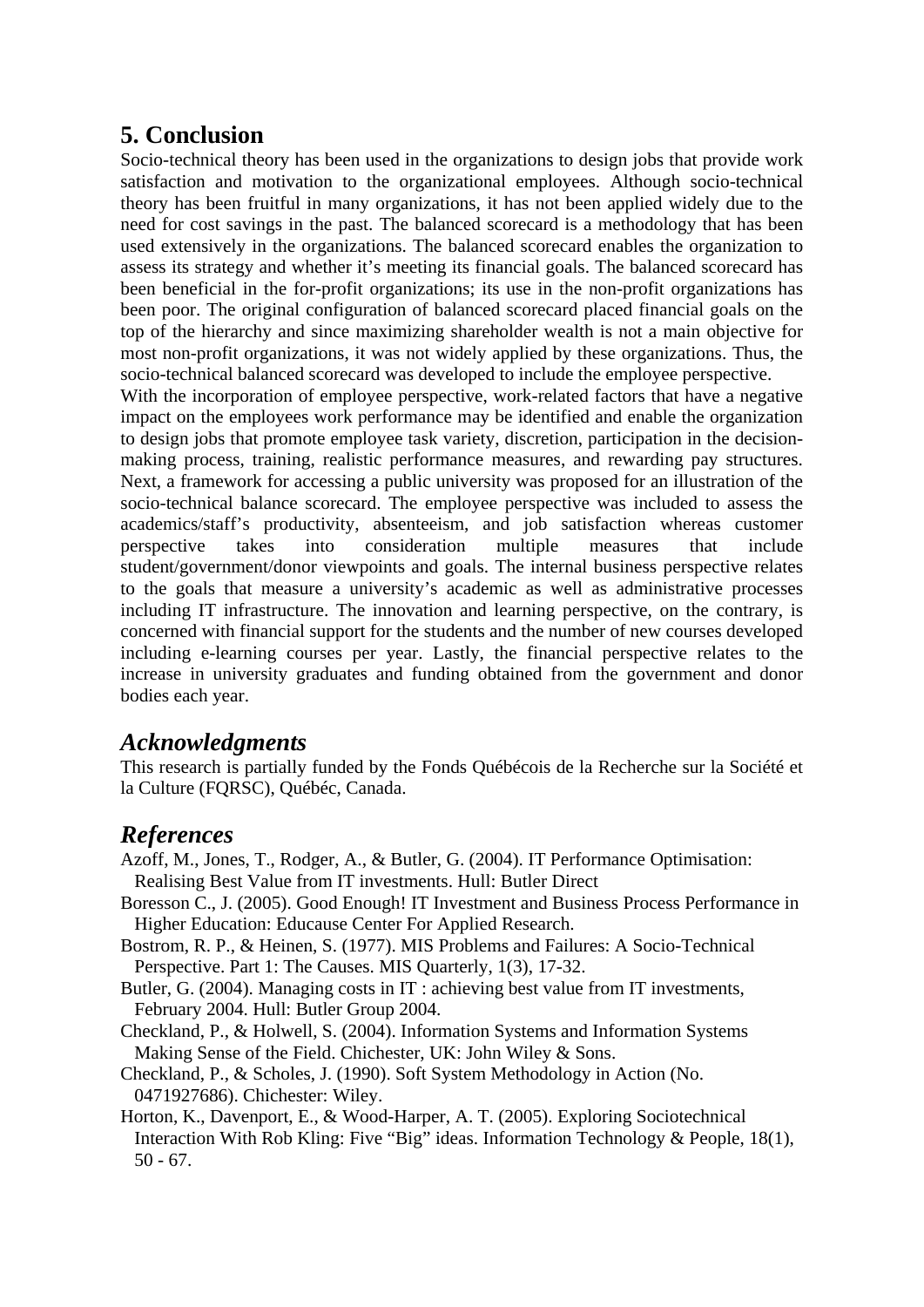## 5. Conclusion

Socio-technical theory has been used in the organizations to design jobs that provide work satisfaction and motivation to the organizational employees. Although socio-technical theory has been fruitful in many organizations, it has not been applied widely due to the need for cost savings in the past. The balanced scorecard is a methodology that has been used extensively in the organizations. The balanced scorecard enables the organization to assess its strategy and whether it's meeting its financial goals. The balanced scorecard has been beneficial in the for-profit organizations; its use in the non-profit organizations has been poor. The original configuration of balanced scorecard placed financial goals on the top of the hierarchy and since maximizing shareholder wealth is not a main objective for most non-profit organizations, it was not widely applied by these organizations. Thus, the socio-technical balanced scorecard was developed to include the employee perspective.

With the incorporation of employee perspective, work-related factors that have a negative impact on the employees work performance may be identified and enable the organization to design jobs that promote employee task variety, discretion, participation in the decision-making process, training, realistic performance measures, and rewarding pay structures. Next, a framework for accessing a public university was proposed for an illustration of the socio-technical balance scorecard. The employee perspective was included to assess the academics/staff's productivity, absenteeism, and job satisfaction whereas customer perspective takes into consideration multiple measures that include student/government/donor viewpoints and goals. The internal business perspective relates to the goals that measure a university's academic as well as administrative processes including IT infrastructure. The innovation and learning perspective, on the contrary, is concerned with financial support for the students and the number of new courses developed including e-learning courses per year. Lastly, the financial perspective relates to the increase in university graduates and funding obtained from the government and donor bodies each year.

## *Acknowledgments*

This research is partially funded by the Fonds Québécois de la Recherche sur la Société et la Culture (FQRSC), Québéc, Canada.

## *References*

Azoff, M., Jones, T., Rodger, A., & Butler, G. (2004). IT Performance Optimisation: Realising Best Value from IT investments. Hull: Butler Direct

Boresson C., J. (2005). Good Enough! IT Investment and Business Process Performance in Higher Education: Educause Center For Applied Research.

Bostrom, R. P., & Heinen, S. (1977). MIS Problems and Failures: A Socio-Technical Perspective. Part 1: The Causes. MIS Quarterly, 1(3), 17-32.

Butler, G. (2004). Managing costs in IT : achieving best value from IT investments, February 2004. Hull: Butler Group 2004.

Checkland, P., & Holwell, S. (2004). Information Systems and Information Systems Making Sense of the Field. Chichester, UK: John Wiley & Sons.

Checkland, P., & Scholes, J. (1990). Soft System Methodology in Action (No. 0471927686). Chichester: Wiley.

Horton, K., Davenport, E., & Wood-Harper, A. T. (2005). Exploring Sociotechnical Interaction With Rob Kling: Five "Big" ideas. Information Technology & People, 18(1), 50 - 67.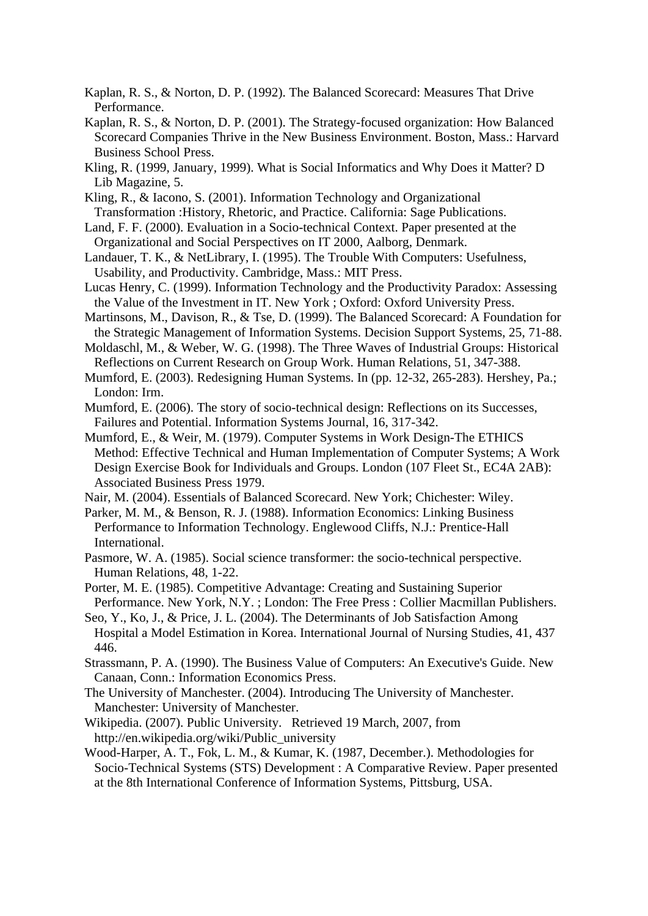Kaplan, R. S., & Norton, D. P. (1992). The Balanced Scorecard: Measures That Drive Performance.

Kaplan, R. S., & Norton, D. P. (2001). The Strategy-focused organization: How Balanced Scorecard Companies Thrive in the New Business Environment. Boston, Mass.: Harvard Business School Press.

Kling, R. (1999, January, 1999). What is Social Informatics and Why Does it Matter? D Lib Magazine, 5.

Kling, R., & Iacono, S. (2001). Information Technology and Organizational Transformation :History, Rhetoric, and Practice. California: Sage Publications.

Land, F. F. (2000). Evaluation in a Socio-technical Context. Paper presented at the Organizational and Social Perspectives on IT 2000, Aalborg, Denmark.

Landauer, T. K., & NetLibrary, I. (1995). The Trouble With Computers: Usefulness, Usability, and Productivity. Cambridge, Mass.: MIT Press.

Lucas Henry, C. (1999). Information Technology and the Productivity Paradox: Assessing the Value of the Investment in IT. New York ; Oxford: Oxford University Press.

Martinsons, M., Davison, R., & Tse, D. (1999). The Balanced Scorecard: A Foundation for the Strategic Management of Information Systems. Decision Support Systems, 25, 71-88.

Moldaschl, M., & Weber, W. G. (1998). The Three Waves of Industrial Groups: Historical Reflections on Current Research on Group Work. Human Relations, 51, 347-388.

Mumford, E. (2003). Redesigning Human Systems. In (pp. 12-32, 265-283). Hershey, Pa.; London: Irm.

Mumford, E. (2006). The story of socio-technical design: Reflections on its Successes, Failures and Potential. Information Systems Journal, 16, 317-342.

Mumford, E., & Weir, M. (1979). Computer Systems in Work Design-The ETHICS Method: Effective Technical and Human Implementation of Computer Systems; A Work Design Exercise Book for Individuals and Groups. London (107 Fleet St., EC4A 2AB): Associated Business Press 1979.

Nair, M. (2004). Essentials of Balanced Scorecard. New York; Chichester: Wiley.

Parker, M. M., & Benson, R. J. (1988). Information Economics: Linking Business Performance to Information Technology. Englewood Cliffs, N.J.: Prentice-Hall International.

Pasmore, W. A. (1985). Social science transformer: the socio-technical perspective. Human Relations, 48, 1-22.

Porter, M. E. (1985). Competitive Advantage: Creating and Sustaining Superior Performance. New York, N.Y. ; London: The Free Press : Collier Macmillan Publishers.

Seo, Y., Ko, J., & Price, J. L. (2004). The Determinants of Job Satisfaction Among Hospital a Model Estimation in Korea. International Journal of Nursing Studies, 41, 437 446.

Strassmann, P. A. (1990). The Business Value of Computers: An Executive's Guide. New Canaan, Conn.: Information Economics Press.

The University of Manchester. (2004). Introducing The University of Manchester. Manchester: University of Manchester.

Wikipedia. (2007). Public University. Retrieved 19 March, 2007, from http://en.wikipedia.org/wiki/Public_university

Wood-Harper, A. T., Fok, L. M., & Kumar, K. (1987, December.). Methodologies for Socio-Technical Systems (STS) Development : A Comparative Review. Paper presented at the 8th International Conference of Information Systems, Pittsburg, USA.